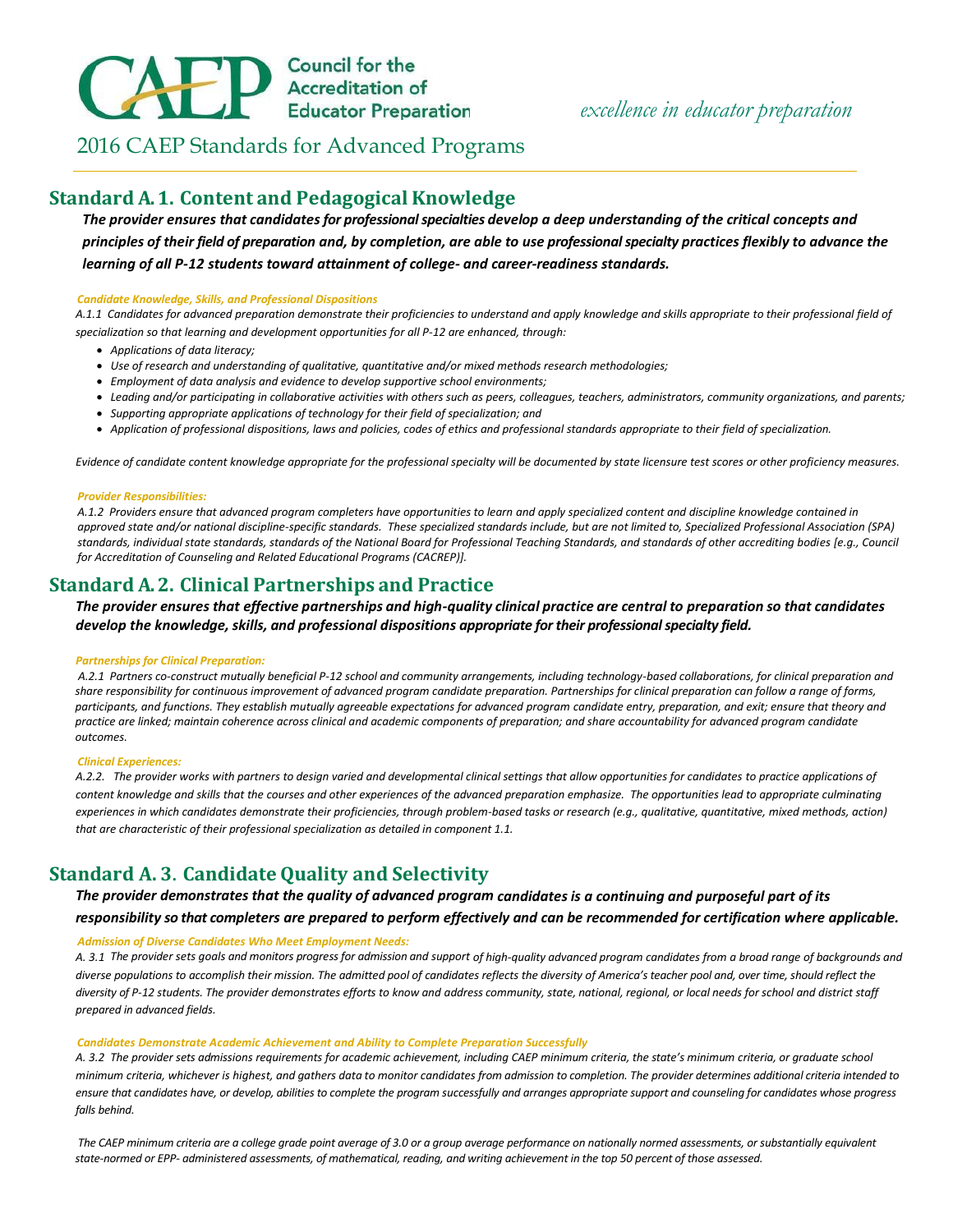CAEP Council for the Accreditation of Educator Preparation

*excellence in educator preparation*

# 2016 CAEP Standards for Advanced Programs

## Standard A. 1. Content and Pedagogical Knowledge

***The provider ensures that candidates for professional specialties develop a deep understanding of the critical concepts and principles of their field of preparation and, by completion, are able to use professional specialty practices flexibly to advance the learning of all P-12 students toward attainment of college- and career-readiness standards.***

***Candidate Knowledge, Skills, and Professional Dispositions***

*A.1.1 Candidates for advanced preparation demonstrate their proficiencies to understand and apply knowledge and skills appropriate to their professional field of specialization so that learning and development opportunities for all P-12 are enhanced, through:*

- *Applications of data literacy;*
- *Use of research and understanding of qualitative, quantitative and/or mixed methods research methodologies;*
- *Employment of data analysis and evidence to develop supportive school environments;*
- *Leading and/or participating in collaborative activities with others such as peers, colleagues, teachers, administrators, community organizations, and parents;*
- *Supporting appropriate applications of technology for their field of specialization; and*
- *Application of professional dispositions, laws and policies, codes of ethics and professional standards appropriate to their field of specialization.*

*Evidence of candidate content knowledge appropriate for the professional specialty will be documented by state licensure test scores or other proficiency measures.*

***Provider Responsibilities:***

*A.1.2 Providers ensure that advanced program completers have opportunities to learn and apply specialized content and discipline knowledge contained in approved state and/or national discipline-specific standards. These specialized standards include, but are not limited to, Specialized Professional Association (SPA) standards, individual state standards, standards of the National Board for Professional Teaching Standards, and standards of other accrediting bodies [e.g., Council for Accreditation of Counseling and Related Educational Programs (CACREP)].*

## Standard A. 2. Clinical Partnerships and Practice

***The provider ensures that effective partnerships and high-quality clinical practice are central to preparation so that candidates develop the knowledge, skills, and professional dispositions appropriate for their professional specialty field.***

***Partnerships for Clinical Preparation:***

*A.2.1 Partners co-construct mutually beneficial P-12 school and community arrangements, including technology-based collaborations, for clinical preparation and share responsibility for continuous improvement of advanced program candidate preparation. Partnerships for clinical preparation can follow a range of forms, participants, and functions. They establish mutually agreeable expectations for advanced program candidate entry, preparation, and exit; ensure that theory and practice are linked; maintain coherence across clinical and academic components of preparation; and share accountability for advanced program candidate outcomes.*

***Clinical Experiences:***

*A.2.2. The provider works with partners to design varied and developmental clinical settings that allow opportunities for candidates to practice applications of content knowledge and skills that the courses and other experiences of the advanced preparation emphasize. The opportunities lead to appropriate culminating experiences in which candidates demonstrate their proficiencies, through problem-based tasks or research (e.g., qualitative, quantitative, mixed methods, action) that are characteristic of their professional specialization as detailed in component 1.1.*

## Standard A. 3. Candidate Quality and Selectivity

***The provider demonstrates that the quality of advanced program candidates is a continuing and purposeful part of its responsibility so that completers are prepared to perform effectively and can be recommended for certification where applicable.***

***Admission of Diverse Candidates Who Meet Employment Needs:***

*A. 3.1 The provider sets goals and monitors progress for admission and support of high-quality advanced program candidates from a broad range of backgrounds and diverse populations to accomplish their mission. The admitted pool of candidates reflects the diversity of America's teacher pool and, over time, should reflect the diversity of P-12 students. The provider demonstrates efforts to know and address community, state, national, regional, or local needs for school and district staff prepared in advanced fields.*

***Candidates Demonstrate Academic Achievement and Ability to Complete Preparation Successfully***

*A. 3.2 The provider sets admissions requirements for academic achievement, including CAEP minimum criteria, the state's minimum criteria, or graduate school minimum criteria, whichever is highest, and gathers data to monitor candidates from admission to completion. The provider determines additional criteria intended to ensure that candidates have, or develop, abilities to complete the program successfully and arranges appropriate support and counseling for candidates whose progress falls behind.*

*The CAEP minimum criteria are a college grade point average of 3.0 or a group average performance on nationally normed assessments, or substantially equivalent state-normed or EPP- administered assessments, of mathematical, reading, and writing achievement in the top 50 percent of those assessed.*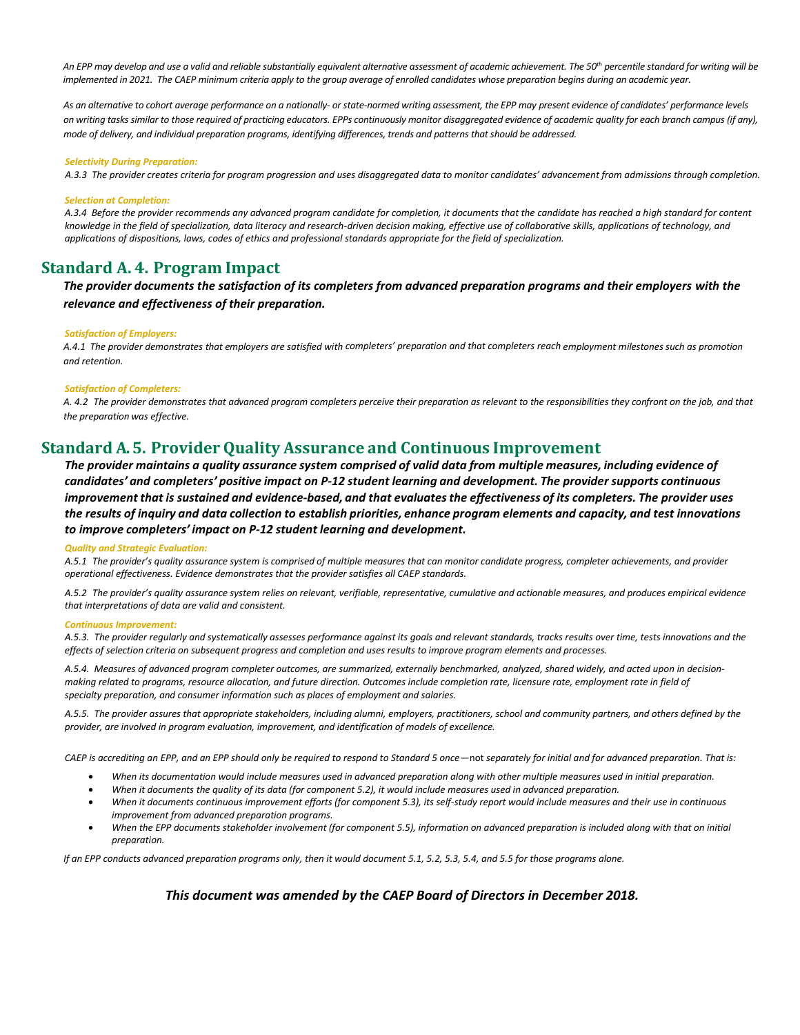*An EPP may develop and use a valid and reliable substantially equivalent alternative assessment of academic achievement. The 50th percentile standard for writing will be implemented in 2021. The CAEP minimum criteria apply to the group average of enrolled candidates whose preparation begins during an academic year.*

*As an alternative to cohort average performance on a nationally- or state-normed writing assessment, the EPP may present evidence of candidates' performance levels on writing tasks similar to those required of practicing educators. EPPs continuously monitor disaggregated evidence of academic quality for each branch campus (if any), mode of delivery, and individual preparation programs, identifying differences, trends and patterns that should be addressed.*

***Selectivity During Preparation:***

*A.3.3 The provider creates criteria for program progression and uses disaggregated data to monitor candidates' advancement from admissions through completion.*

***Selection at Completion:***

*A.3.4 Before the provider recommends any advanced program candidate for completion, it documents that the candidate has reached a high standard for content knowledge in the field of specialization, data literacy and research-driven decision making, effective use of collaborative skills, applications of technology, and applications of dispositions, laws, codes of ethics and professional standards appropriate for the field of specialization.*

## Standard A. 4. Program Impact

***The provider documents the satisfaction of its completers from advanced preparation programs and their employers with the relevance and effectiveness of their preparation.***

***Satisfaction of Employers:***

*A.4.1 The provider demonstrates that employers are satisfied with completers' preparation and that completers reach employment milestones such as promotion and retention.*

***Satisfaction of Completers:***

*A. 4.2 The provider demonstrates that advanced program completers perceive their preparation as relevant to the responsibilities they confront on the job, and that the preparation was effective.*

## Standard A. 5. Provider Quality Assurance and Continuous Improvement

***The provider maintains a quality assurance system comprised of valid data from multiple measures, including evidence of candidates' and completers' positive impact on P-12 student learning and development. The provider supports continuous improvement that is sustained and evidence-based, and that evaluates the effectiveness of its completers. The provider uses the results of inquiry and data collection to establish priorities, enhance program elements and capacity, and test innovations to improve completers' impact on P-12 student learning and development.***

***Quality and Strategic Evaluation:***

*A.5.1 The provider's quality assurance system is comprised of multiple measures that can monitor candidate progress, completer achievements, and provider operational effectiveness. Evidence demonstrates that the provider satisfies all CAEP standards.*

*A.5.2 The provider's quality assurance system relies on relevant, verifiable, representative, cumulative and actionable measures, and produces empirical evidence that interpretations of data are valid and consistent.*

***Continuous Improvement:***

*A.5.3. The provider regularly and systematically assesses performance against its goals and relevant standards, tracks results over time, tests innovations and the effects of selection criteria on subsequent progress and completion and uses results to improve program elements and processes.*

*A.5.4. Measures of advanced program completer outcomes, are summarized, externally benchmarked, analyzed, shared widely, and acted upon in decision-making related to programs, resource allocation, and future direction. Outcomes include completion rate, licensure rate, employment rate in field of specialty preparation, and consumer information such as places of employment and salaries.*

*A.5.5. The provider assures that appropriate stakeholders, including alumni, employers, practitioners, school and community partners, and others defined by the provider, are involved in program evaluation, improvement, and identification of models of excellence.*

*CAEP is accrediting an EPP, and an EPP should only be required to respond to Standard 5 once*—not *separately for initial and for advanced preparation. That is:*

- *When its documentation would include measures used in advanced preparation along with other multiple measures used in initial preparation.*
- *When it documents the quality of its data (for component 5.2), it would include measures used in advanced preparation.*
- *When it documents continuous improvement efforts (for component 5.3), its self-study report would include measures and their use in continuous improvement from advanced preparation programs.*
- *When the EPP documents stakeholder involvement (for component 5.5), information on advanced preparation is included along with that on initial preparation.*

*If an EPP conducts advanced preparation programs only, then it would document 5.1, 5.2, 5.3, 5.4, and 5.5 for those programs alone.*

***This document was amended by the CAEP Board of Directors in December 2018.***